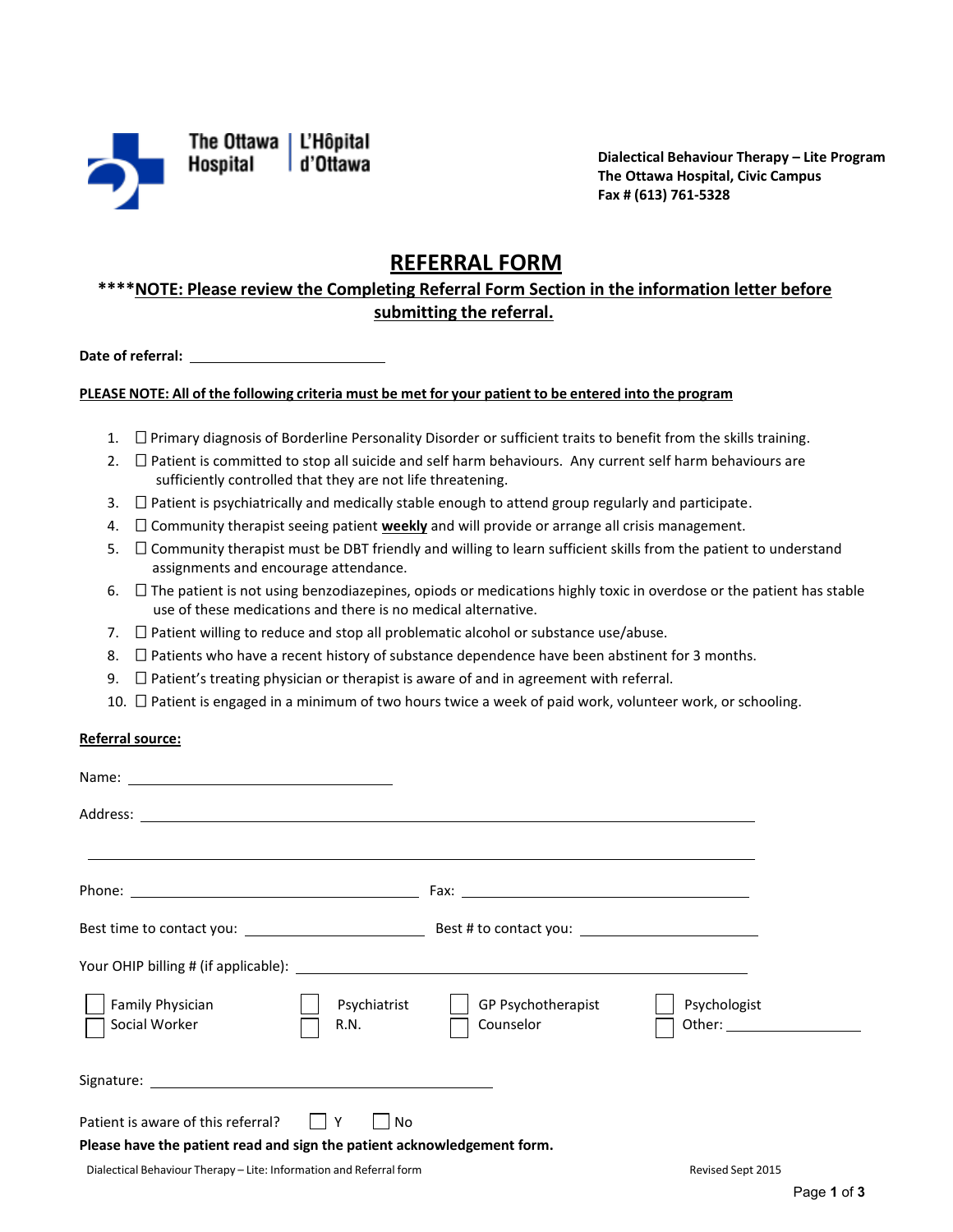The Ottawa Hospital | L'Hôpital d'Ottawa

**Dialectical Behaviour Therapy – Lite Program**
**The Ottawa Hospital, Civic Campus**
**Fax # (613) 761-5328**

# REFERRAL FORM

**\*\*\*\*NOTE: Please review the Completing Referral Form Section in the information letter before submitting the referral.**

**Date of referral:** ______________________

**PLEASE NOTE: All of the following criteria must be met for your patient to be entered into the program**

1. ☐ Primary diagnosis of Borderline Personality Disorder or sufficient traits to benefit from the skills training.
2. ☐ Patient is committed to stop all suicide and self harm behaviours. Any current self harm behaviours are sufficiently controlled that they are not life threatening.
3. ☐ Patient is psychiatrically and medically stable enough to attend group regularly and participate.
4. ☐ Community therapist seeing patient **weekly** and will provide or arrange all crisis management.
5. ☐ Community therapist must be DBT friendly and willing to learn sufficient skills from the patient to understand assignments and encourage attendance.
6. ☐ The patient is not using benzodiazepines, opiods or medications highly toxic in overdose or the patient has stable use of these medications and there is no medical alternative.
7. ☐ Patient willing to reduce and stop all problematic alcohol or substance use/abuse.
8. ☐ Patients who have a recent history of substance dependence have been abstinent for 3 months.
9. ☐ Patient's treating physician or therapist is aware of and in agreement with referral.
10. ☐ Patient is engaged in a minimum of two hours twice a week of paid work, volunteer work, or schooling.

**Referral source:**

Name: ______________________

Address: ______________________

______________________

Phone: ______________________ Fax: ______________________

Best time to contact you: ______________________ Best # to contact you: ______________________

Your OHIP billing # (if applicable): ______________________

☐ Family Physician ☐ Psychiatrist ☐ GP Psychotherapist ☐ Psychologist
☐ Social Worker ☐ R.N. ☐ Counselor ☐ Other: ______________

Signature: ______________________

Patient is aware of this referral? ☐ Y ☐ No

**Please have the patient read and sign the patient acknowledgement form.**

Dialectical Behaviour Therapy – Lite: Information and Referral form — Revised Sept 2015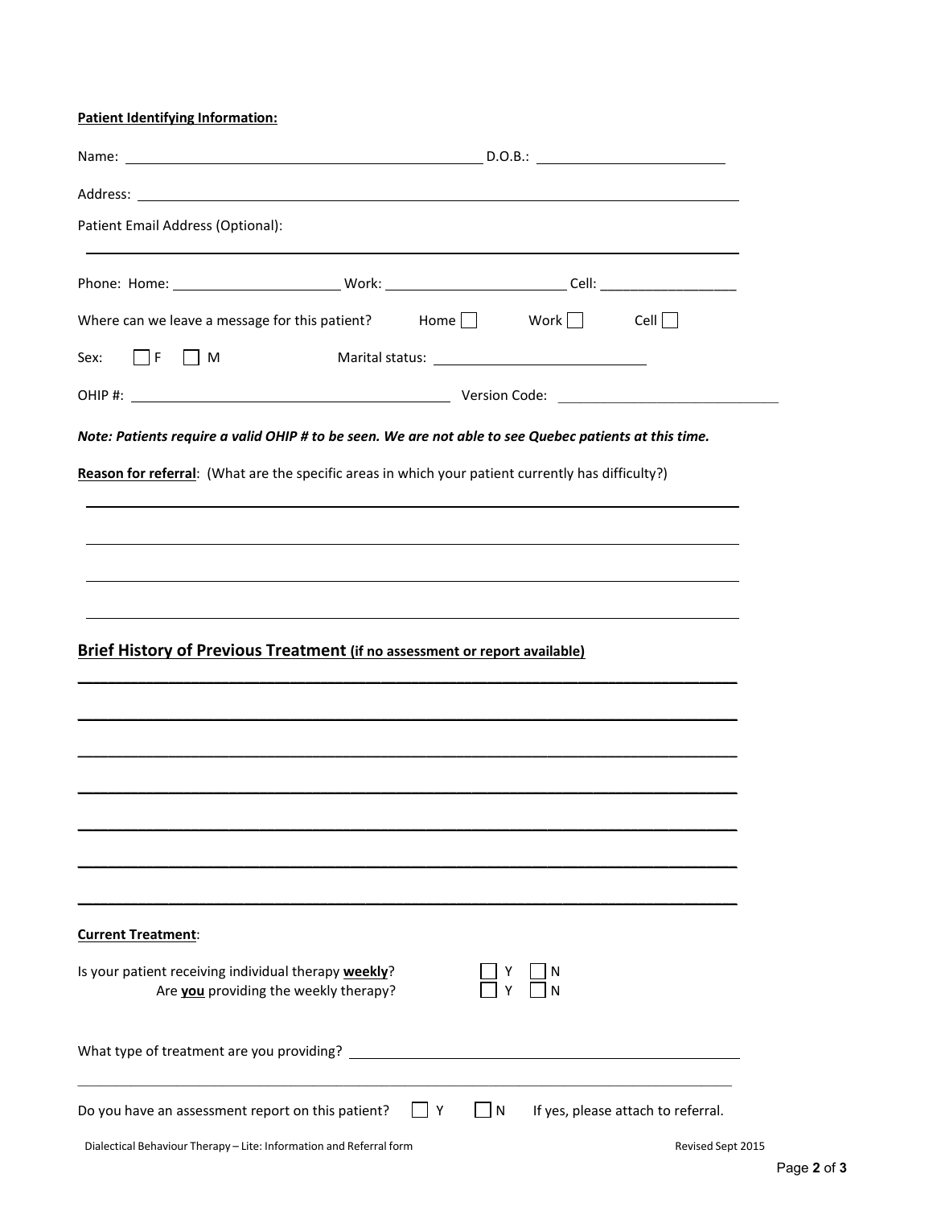**Patient Identifying Information:**

Name: ______________________________ D.O.B.: ______________________

Address: ______________________________________________________________

Patient Email Address (Optional):

______________________________________________________________

Phone: Home: ____________________ Work: ____________________ Cell: __________________

Where can we leave a message for this patient? Home ☐ Work ☐ Cell ☐

Sex: ☐ F ☐ M Marital status: ________________________

OHIP #: ______________________________ Version Code: ________________________

***Note: Patients require a valid OHIP # to be seen. We are not able to see Quebec patients at this time.***

**Reason for referral**: (What are the specific areas in which your patient currently has difficulty?)

______________________________________________________________

______________________________________________________________

______________________________________________________________

______________________________________________________________

## Brief History of Previous Treatment (if no assessment or report available)

______________________________________________________________

______________________________________________________________

______________________________________________________________

______________________________________________________________

______________________________________________________________

______________________________________________________________

______________________________________________________________

**Current Treatment**:

Is your patient receiving individual therapy **weekly**? ☐ Y ☐ N

Are **you** providing the weekly therapy? ☐ Y ☐ N

What type of treatment are you providing? ________________________________________

______________________________________________________________

Do you have an assessment report on this patient? ☐ Y ☐ N If yes, please attach to referral.

Dialectical Behaviour Therapy – Lite: Information and Referral form Revised Sept 2015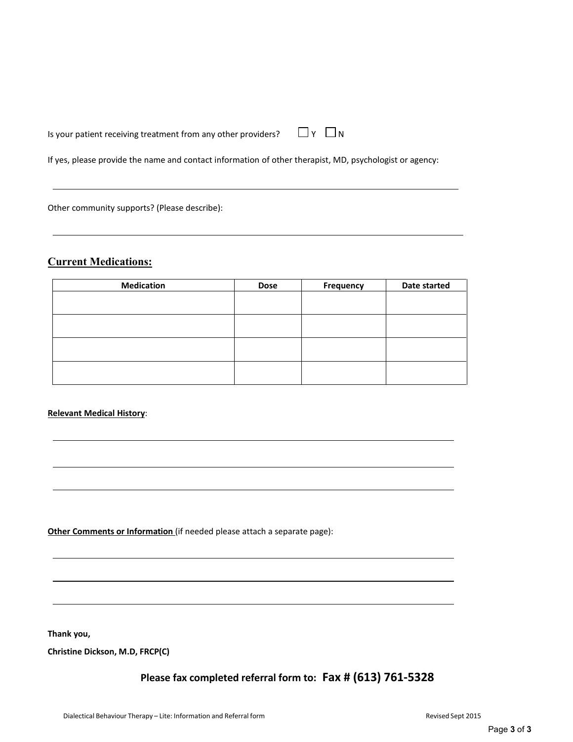Is your patient receiving treatment from any other providers? ☐ Y ☐ N

If yes, please provide the name and contact information of other therapist, MD, psychologist or agency:

______________________________________________________________________________

Other community supports? (Please describe):

______________________________________________________________________________

## Current Medications:

| Medication | Dose | Frequency | Date started |
|---|---|---|---|
| | | | |
| | | | |
| | | | |
| | | | |

**Relevant Medical History**:

______________________________________________________________________________

______________________________________________________________________________

______________________________________________________________________________

**Other Comments or Information** (if needed please attach a separate page):

______________________________________________________________________________

______________________________________________________________________________

______________________________________________________________________________

**Thank you,**

**Christine Dickson, M.D, FRCP(C)**

**Please fax completed referral form to: Fax # (613) 761-5328**

Dialectical Behaviour Therapy – Lite: Information and Referral form                    Revised Sept 2015